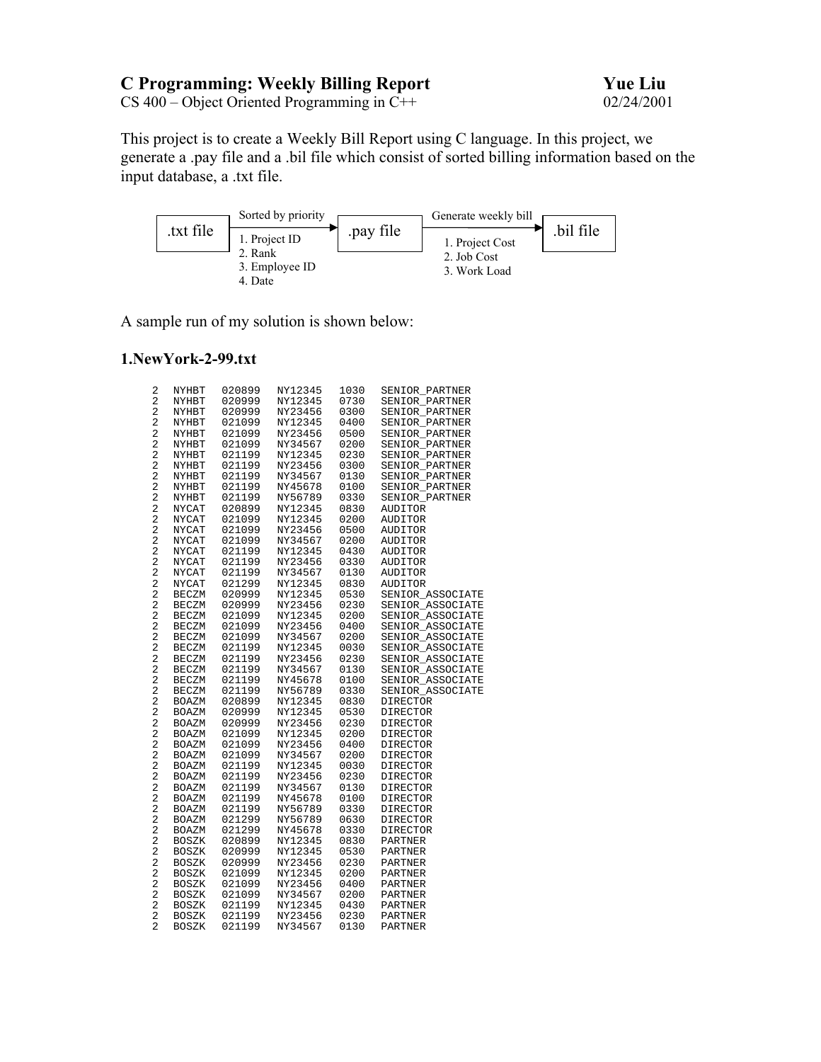# C Programming: Weekly Billing Report

**Yue Liu**

CS 400 – Object Oriented Programming in C++

02/24/2001

This project is to create a Weekly Bill Report using C language. In this project, we generate a .pay file and a .bil file which consist of sorted billing information based on the input database, a .txt file.

.txt file → (Sorted by priority: 1. Project ID, 2. Rank, 3. Employee ID, 4. Date) → .pay file → (Generate weekly bill: 1. Project Cost, 2. Job Cost, 3. Work Load) → .bil file

A sample run of my solution is shown below:

### 1.NewYork-2-99.txt

```
2   NYHBT   020899   NY12345   1030   SENIOR_PARTNER
2   NYHBT   020999   NY12345   0730   SENIOR_PARTNER
2   NYHBT   020999   NY23456   0300   SENIOR_PARTNER
2   NYHBT   021099   NY12345   0400   SENIOR_PARTNER
2   NYHBT   021099   NY23456   0500   SENIOR_PARTNER
2   NYHBT   021099   NY34567   0200   SENIOR_PARTNER
2   NYHBT   021199   NY12345   0230   SENIOR_PARTNER
2   NYHBT   021199   NY23456   0300   SENIOR_PARTNER
2   NYHBT   021199   NY34567   0130   SENIOR_PARTNER
2   NYHBT   021199   NY45678   0100   SENIOR_PARTNER
2   NYHBT   021199   NY56789   0330   SENIOR_PARTNER
2   NYCAT   020899   NY12345   0830   AUDITOR
2   NYCAT   021099   NY12345   0200   AUDITOR
2   NYCAT   021099   NY23456   0500   AUDITOR
2   NYCAT   021099   NY34567   0200   AUDITOR
2   NYCAT   021199   NY12345   0430   AUDITOR
2   NYCAT   021199   NY23456   0330   AUDITOR
2   NYCAT   021199   NY34567   0130   AUDITOR
2   NYCAT   021299   NY12345   0830   AUDITOR
2   BECZM   020999   NY12345   0530   SENIOR_ASSOCIATE
2   BECZM   020999   NY23456   0230   SENIOR_ASSOCIATE
2   BECZM   021099   NY12345   0200   SENIOR_ASSOCIATE
2   BECZM   021099   NY23456   0400   SENIOR_ASSOCIATE
2   BECZM   021099   NY34567   0200   SENIOR_ASSOCIATE
2   BECZM   021199   NY12345   0030   SENIOR_ASSOCIATE
2   BECZM   021199   NY23456   0230   SENIOR_ASSOCIATE
2   BECZM   021199   NY34567   0130   SENIOR_ASSOCIATE
2   BECZM   021199   NY45678   0100   SENIOR_ASSOCIATE
2   BECZM   021199   NY56789   0330   SENIOR_ASSOCIATE
2   BOAZM   020899   NY12345   0830   DIRECTOR
2   BOAZM   020999   NY12345   0530   DIRECTOR
2   BOAZM   020999   NY23456   0230   DIRECTOR
2   BOAZM   021099   NY12345   0200   DIRECTOR
2   BOAZM   021099   NY23456   0400   DIRECTOR
2   BOAZM   021099   NY34567   0200   DIRECTOR
2   BOAZM   021199   NY12345   0030   DIRECTOR
2   BOAZM   021199   NY23456   0230   DIRECTOR
2   BOAZM   021199   NY34567   0130   DIRECTOR
2   BOAZM   021199   NY45678   0100   DIRECTOR
2   BOAZM   021199   NY56789   0330   DIRECTOR
2   BOAZM   021299   NY56789   0630   DIRECTOR
2   BOAZM   021299   NY45678   0330   DIRECTOR
2   BOSZK   020899   NY12345   0830   PARTNER
2   BOSZK   020999   NY12345   0530   PARTNER
2   BOSZK   020999   NY23456   0230   PARTNER
2   BOSZK   021099   NY12345   0200   PARTNER
2   BOSZK   021099   NY23456   0400   PARTNER
2   BOSZK   021099   NY34567   0200   PARTNER
2   BOSZK   021199   NY12345   0430   PARTNER
2   BOSZK   021199   NY23456   0230   PARTNER
2   BOSZK   021199   NY34567   0130   PARTNER
```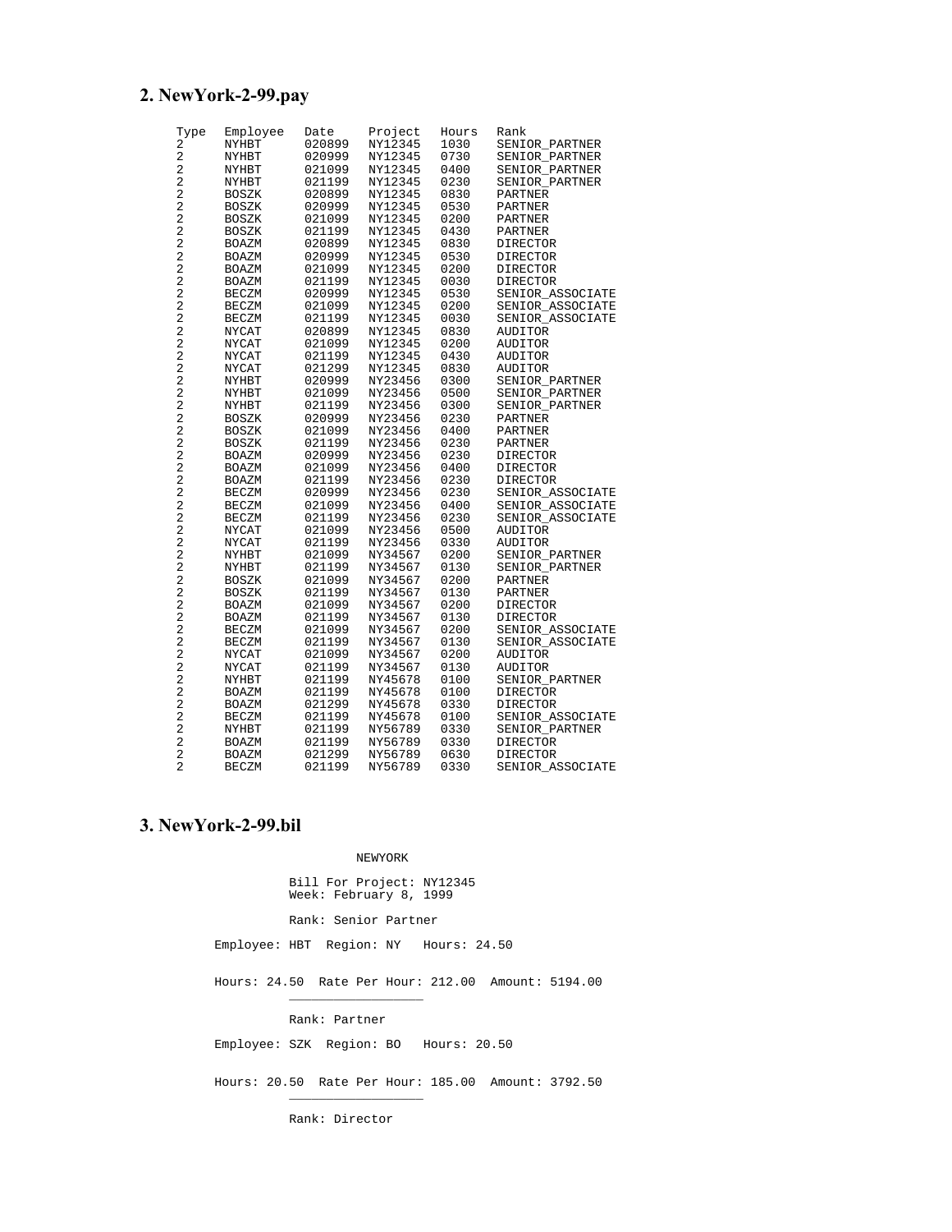## 2. NewYork-2-99.pay

| Type | Employee | Date | Project | Hours | Rank |
|---|---|---|---|---|---|
| 2 | NYHBT | 020899 | NY12345 | 1030 | SENIOR_PARTNER |
| 2 | NYHBT | 020999 | NY12345 | 0730 | SENIOR_PARTNER |
| 2 | NYHBT | 021099 | NY12345 | 0400 | SENIOR_PARTNER |
| 2 | NYHBT | 021199 | NY12345 | 0230 | SENIOR_PARTNER |
| 2 | BOSZK | 020899 | NY12345 | 0830 | PARTNER |
| 2 | BOSZK | 020999 | NY12345 | 0530 | PARTNER |
| 2 | BOSZK | 021099 | NY12345 | 0200 | PARTNER |
| 2 | BOSZK | 021199 | NY12345 | 0430 | PARTNER |
| 2 | BOAZM | 020899 | NY12345 | 0830 | DIRECTOR |
| 2 | BOAZM | 020999 | NY12345 | 0530 | DIRECTOR |
| 2 | BOAZM | 021099 | NY12345 | 0200 | DIRECTOR |
| 2 | BOAZM | 021199 | NY12345 | 0030 | DIRECTOR |
| 2 | BECZM | 020999 | NY12345 | 0530 | SENIOR_ASSOCIATE |
| 2 | BECZM | 021099 | NY12345 | 0200 | SENIOR_ASSOCIATE |
| 2 | BECZM | 021199 | NY12345 | 0030 | SENIOR_ASSOCIATE |
| 2 | NYCAT | 020899 | NY12345 | 0830 | AUDITOR |
| 2 | NYCAT | 021099 | NY12345 | 0200 | AUDITOR |
| 2 | NYCAT | 021199 | NY12345 | 0430 | AUDITOR |
| 2 | NYCAT | 021299 | NY12345 | 0830 | AUDITOR |
| 2 | NYHBT | 020999 | NY23456 | 0300 | SENIOR_PARTNER |
| 2 | NYHBT | 021099 | NY23456 | 0500 | SENIOR_PARTNER |
| 2 | NYHBT | 021199 | NY23456 | 0300 | SENIOR_PARTNER |
| 2 | BOSZK | 020999 | NY23456 | 0230 | PARTNER |
| 2 | BOSZK | 021099 | NY23456 | 0400 | PARTNER |
| 2 | BOSZK | 021199 | NY23456 | 0230 | PARTNER |
| 2 | BOAZM | 020999 | NY23456 | 0230 | DIRECTOR |
| 2 | BOAZM | 021099 | NY23456 | 0400 | DIRECTOR |
| 2 | BOAZM | 021199 | NY23456 | 0230 | DIRECTOR |
| 2 | BECZM | 020999 | NY23456 | 0230 | SENIOR_ASSOCIATE |
| 2 | BECZM | 021099 | NY23456 | 0400 | SENIOR_ASSOCIATE |
| 2 | BECZM | 021199 | NY23456 | 0230 | SENIOR_ASSOCIATE |
| 2 | NYCAT | 021099 | NY23456 | 0500 | AUDITOR |
| 2 | NYCAT | 021199 | NY23456 | 0330 | AUDITOR |
| 2 | NYHBT | 021099 | NY34567 | 0200 | SENIOR_PARTNER |
| 2 | NYHBT | 021199 | NY34567 | 0130 | SENIOR_PARTNER |
| 2 | BOSZK | 021099 | NY34567 | 0200 | PARTNER |
| 2 | BOSZK | 021199 | NY34567 | 0130 | PARTNER |
| 2 | BOAZM | 021099 | NY34567 | 0200 | DIRECTOR |
| 2 | BOAZM | 021199 | NY34567 | 0130 | DIRECTOR |
| 2 | BECZM | 021099 | NY34567 | 0200 | SENIOR_ASSOCIATE |
| 2 | BECZM | 021199 | NY34567 | 0130 | SENIOR_ASSOCIATE |
| 2 | NYCAT | 021099 | NY34567 | 0200 | AUDITOR |
| 2 | NYCAT | 021199 | NY34567 | 0130 | AUDITOR |
| 2 | NYHBT | 021199 | NY45678 | 0100 | SENIOR_PARTNER |
| 2 | BOAZM | 021199 | NY45678 | 0100 | DIRECTOR |
| 2 | BOAZM | 021299 | NY45678 | 0330 | DIRECTOR |
| 2 | BECZM | 021199 | NY45678 | 0100 | SENIOR_ASSOCIATE |
| 2 | NYHBT | 021199 | NY56789 | 0330 | SENIOR_PARTNER |
| 2 | BOAZM | 021199 | NY56789 | 0330 | DIRECTOR |
| 2 | BOAZM | 021299 | NY56789 | 0630 | DIRECTOR |
| 2 | BECZM | 021199 | NY56789 | 0330 | SENIOR_ASSOCIATE |

## 3. NewYork-2-99.bil

```
                     NEWYORK

          Bill For Project: NY12345
          Week: February 8, 1999

          Rank: Senior Partner

Employee: HBT  Region: NY   Hours: 24.50


Hours: 24.50  Rate Per Hour: 212.00  Amount: 5194.00
          __________________

          Rank: Partner

Employee: SZK  Region: BO   Hours: 20.50


Hours: 20.50  Rate Per Hour: 185.00  Amount: 3792.50
          __________________

          Rank: Director
```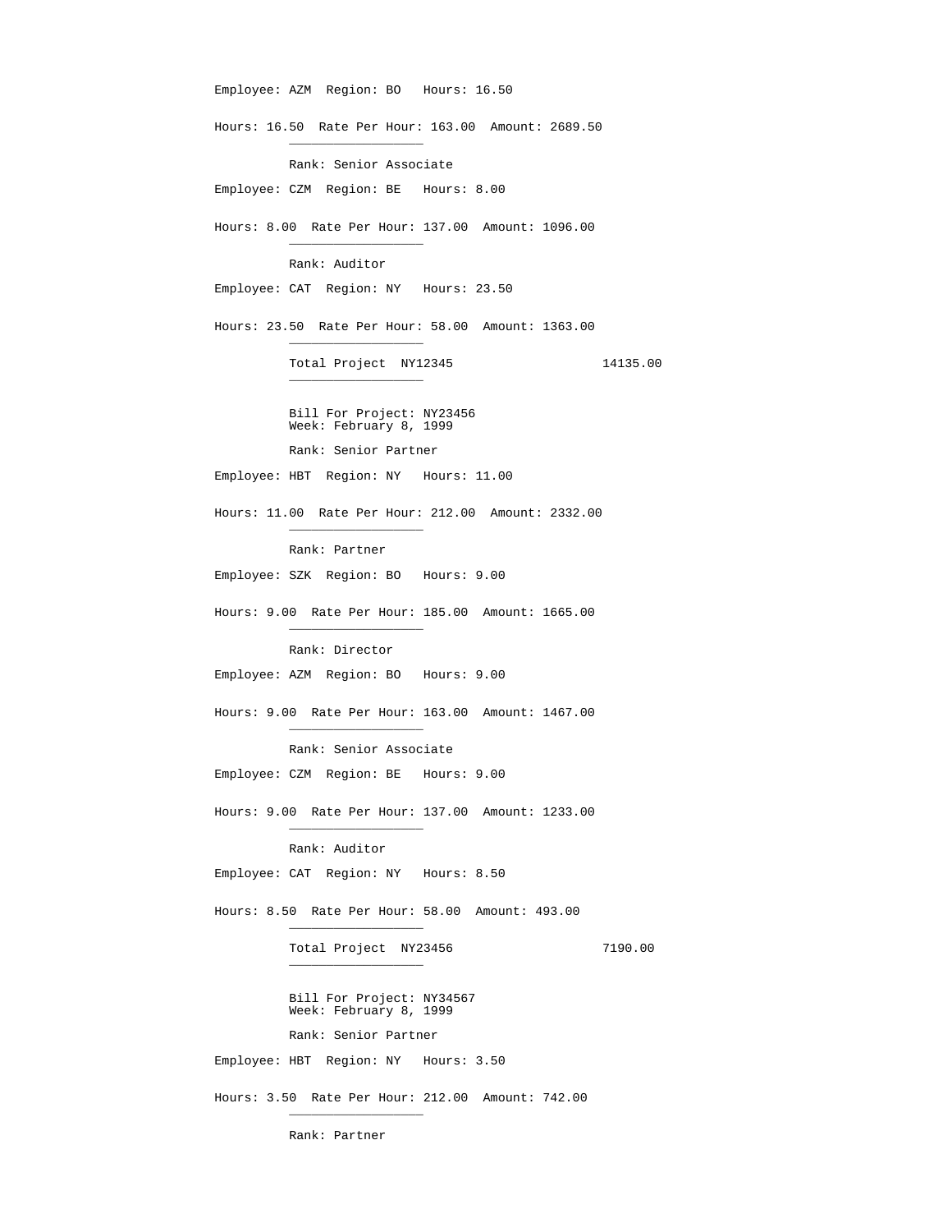Employee: AZM  Region: BO   Hours: 16.50

Hours: 16.50  Rate Per Hour: 163.00  Amount: 2689.50

Rank: Senior Associate

Employee: CZM  Region: BE   Hours: 8.00

Hours: 8.00  Rate Per Hour: 137.00  Amount: 1096.00

Rank: Auditor

Employee: CAT  Region: NY   Hours: 23.50

Hours: 23.50  Rate Per Hour: 58.00  Amount: 1363.00

Total Project  NY12345                    14135.00

Bill For Project: NY23456
Week: February 8, 1999

Rank: Senior Partner

Employee: HBT  Region: NY   Hours: 11.00

Hours: 11.00  Rate Per Hour: 212.00  Amount: 2332.00

Rank: Partner

Employee: SZK  Region: BO   Hours: 9.00

Hours: 9.00  Rate Per Hour: 185.00  Amount: 1665.00

Rank: Director

Employee: AZM  Region: BO   Hours: 9.00

Hours: 9.00  Rate Per Hour: 163.00  Amount: 1467.00

Rank: Senior Associate

Employee: CZM  Region: BE   Hours: 9.00

Hours: 9.00  Rate Per Hour: 137.00  Amount: 1233.00

Rank: Auditor

Employee: CAT  Region: NY   Hours: 8.50

Hours: 8.50  Rate Per Hour: 58.00  Amount: 493.00

Total Project  NY23456                    7190.00

Bill For Project: NY34567
Week: February 8, 1999

Rank: Senior Partner

Employee: HBT  Region: NY   Hours: 3.50

Hours: 3.50  Rate Per Hour: 212.00  Amount: 742.00

Rank: Partner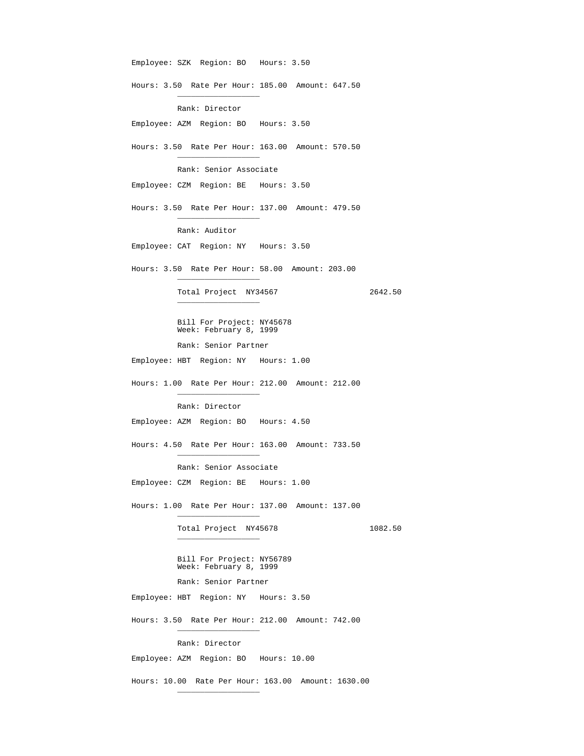Employee: SZK  Region: BO   Hours: 3.50

Hours: 3.50  Rate Per Hour: 185.00  Amount: 647.50

Rank: Director

Employee: AZM  Region: BO   Hours: 3.50

Hours: 3.50  Rate Per Hour: 163.00  Amount: 570.50

Rank: Senior Associate

Employee: CZM  Region: BE   Hours: 3.50

Hours: 3.50  Rate Per Hour: 137.00  Amount: 479.50

Rank: Auditor

Employee: CAT  Region: NY   Hours: 3.50

Hours: 3.50  Rate Per Hour: 58.00  Amount: 203.00

Total Project  NY34567                    2642.50

Bill For Project: NY45678
Week: February 8, 1999

Rank: Senior Partner

Employee: HBT  Region: NY   Hours: 1.00

Hours: 1.00  Rate Per Hour: 212.00  Amount: 212.00

Rank: Director

Employee: AZM  Region: BO   Hours: 4.50

Hours: 4.50  Rate Per Hour: 163.00  Amount: 733.50

Rank: Senior Associate

Employee: CZM  Region: BE   Hours: 1.00

Hours: 1.00  Rate Per Hour: 137.00  Amount: 137.00

Total Project  NY45678                    1082.50

Bill For Project: NY56789
Week: February 8, 1999

Rank: Senior Partner

Employee: HBT  Region: NY   Hours: 3.50

Hours: 3.50  Rate Per Hour: 212.00  Amount: 742.00

Rank: Director

Employee: AZM  Region: BO   Hours: 10.00

Hours: 10.00  Rate Per Hour: 163.00  Amount: 1630.00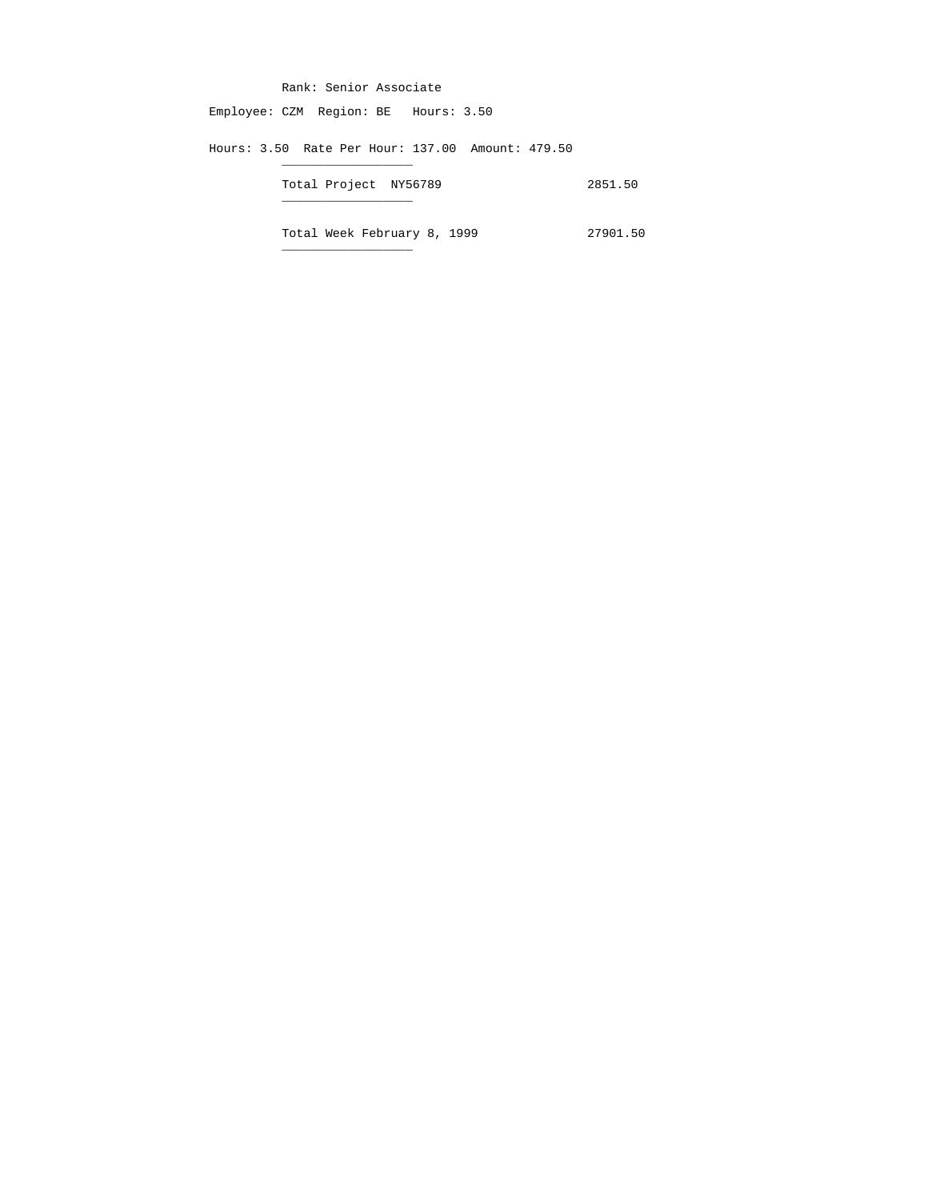Rank: Senior Associate

Employee: CZM  Region: BE   Hours: 3.50

Hours: 3.50  Rate Per Hour: 137.00  Amount: 479.50

| | |
|---|---|
| Total Project  NY56789 | 2851.50 |
| Total Week February 8, 1999 | 27901.50 |